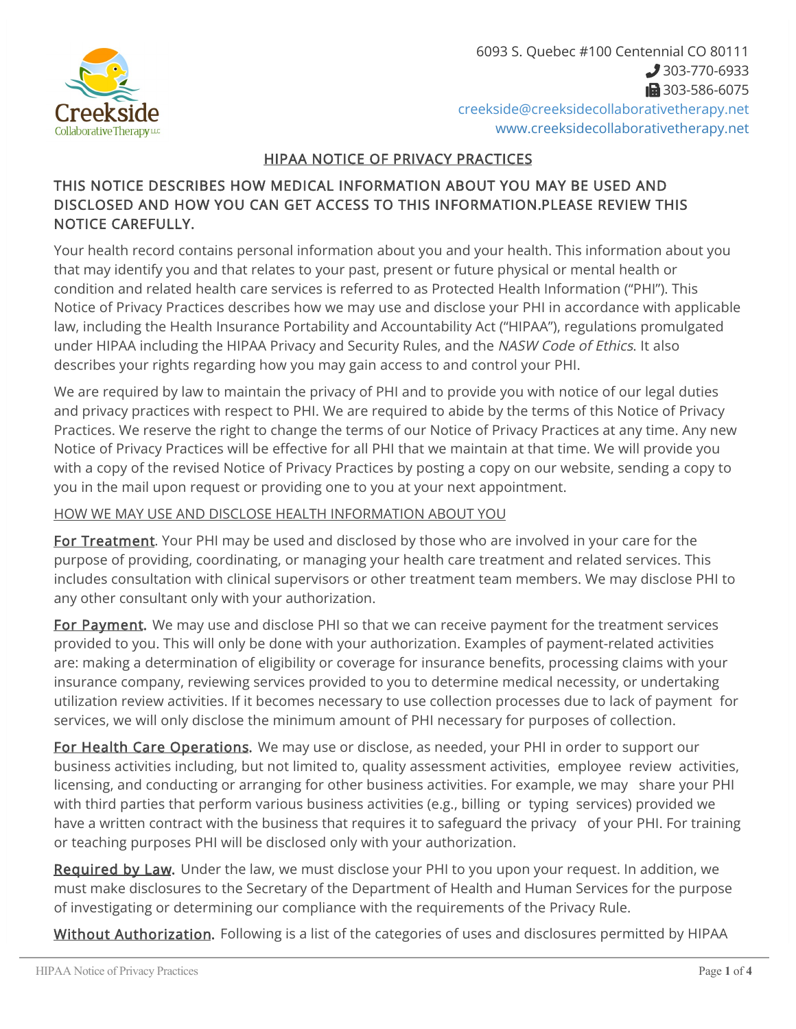6093 S. Quebec #100 Centennial CO 80111
303-770-6933
303-586-6075
creekside@creeksidecollaborativetherapy.net
www.creeksidecollaborativetherapy.net

## HIPAA NOTICE OF PRIVACY PRACTICES

### THIS NOTICE DESCRIBES HOW MEDICAL INFORMATION ABOUT YOU MAY BE USED AND DISCLOSED AND HOW YOU CAN GET ACCESS TO THIS INFORMATION.PLEASE REVIEW THIS NOTICE CAREFULLY.

Your health record contains personal information about you and your health. This information about you that may identify you and that relates to your past, present or future physical or mental health or condition and related health care services is referred to as Protected Health Information ("PHI"). This Notice of Privacy Practices describes how we may use and disclose your PHI in accordance with applicable law, including the Health Insurance Portability and Accountability Act ("HIPAA"), regulations promulgated under HIPAA including the HIPAA Privacy and Security Rules, and the *NASW Code of Ethics*. It also describes your rights regarding how you may gain access to and control your PHI.

We are required by law to maintain the privacy of PHI and to provide you with notice of our legal duties and privacy practices with respect to PHI. We are required to abide by the terms of this Notice of Privacy Practices. We reserve the right to change the terms of our Notice of Privacy Practices at any time. Any new Notice of Privacy Practices will be effective for all PHI that we maintain at that time. We will provide you with a copy of the revised Notice of Privacy Practices by posting a copy on our website, sending a copy to you in the mail upon request or providing one to you at your next appointment.

### HOW WE MAY USE AND DISCLOSE HEALTH INFORMATION ABOUT YOU

**For Treatment**. Your PHI may be used and disclosed by those who are involved in your care for the purpose of providing, coordinating, or managing your health care treatment and related services. This includes consultation with clinical supervisors or other treatment team members. We may disclose PHI to any other consultant only with your authorization.

**For Payment.** We may use and disclose PHI so that we can receive payment for the treatment services provided to you. This will only be done with your authorization. Examples of payment-related activities are: making a determination of eligibility or coverage for insurance benefits, processing claims with your insurance company, reviewing services provided to you to determine medical necessity, or undertaking utilization review activities. If it becomes necessary to use collection processes due to lack of payment for services, we will only disclose the minimum amount of PHI necessary for purposes of collection.

**For Health Care Operations.** We may use or disclose, as needed, your PHI in order to support our business activities including, but not limited to, quality assessment activities, employee review activities, licensing, and conducting or arranging for other business activities. For example, we may share your PHI with third parties that perform various business activities (e.g., billing or typing services) provided we have a written contract with the business that requires it to safeguard the privacy of your PHI. For training or teaching purposes PHI will be disclosed only with your authorization.

**Required by Law.** Under the law, we must disclose your PHI to you upon your request. In addition, we must make disclosures to the Secretary of the Department of Health and Human Services for the purpose of investigating or determining our compliance with the requirements of the Privacy Rule.

**Without Authorization.** Following is a list of the categories of uses and disclosures permitted by HIPAA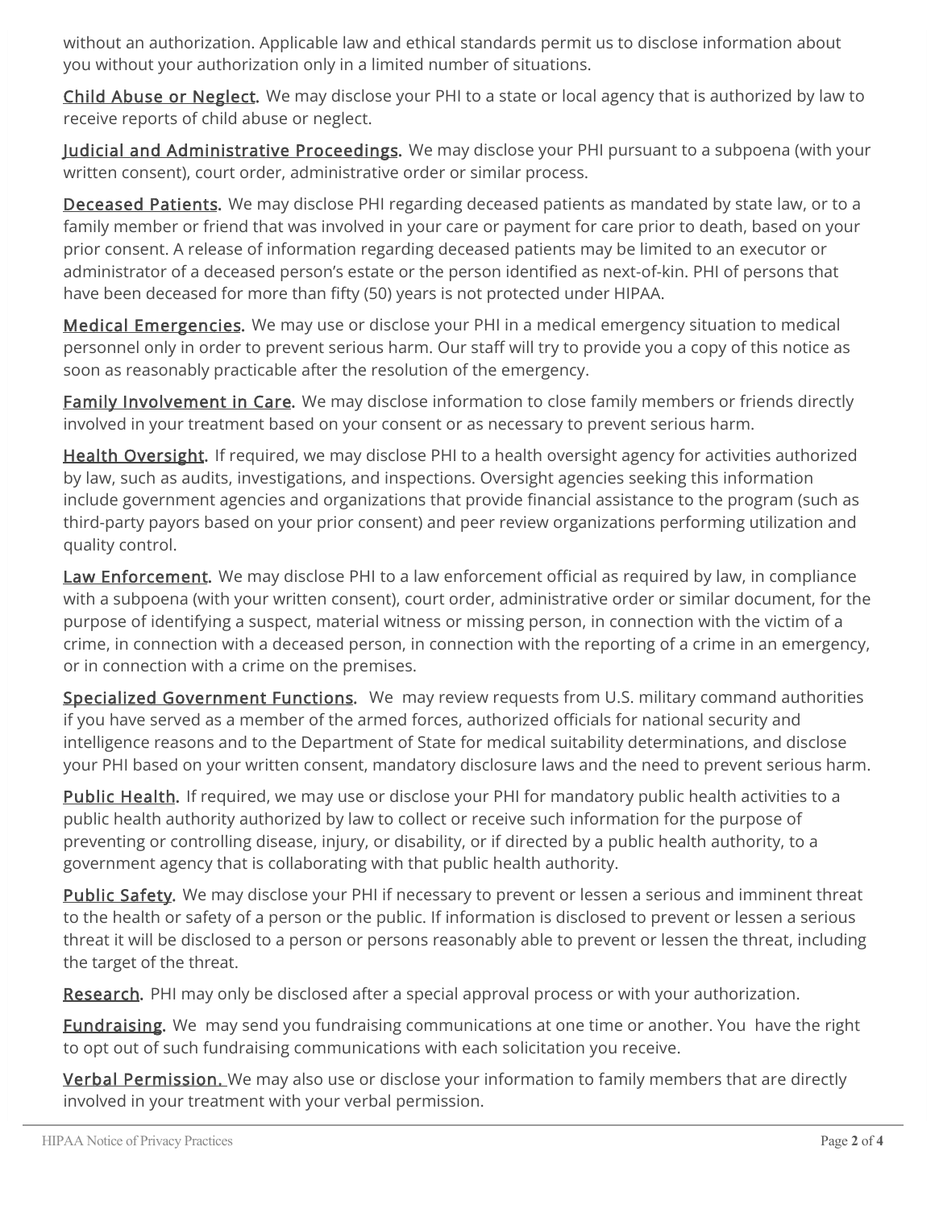without an authorization. Applicable law and ethical standards permit us to disclose information about you without your authorization only in a limited number of situations.

Child Abuse or Neglect. We may disclose your PHI to a state or local agency that is authorized by law to receive reports of child abuse or neglect.

Judicial and Administrative Proceedings. We may disclose your PHI pursuant to a subpoena (with your written consent), court order, administrative order or similar process.

Deceased Patients. We may disclose PHI regarding deceased patients as mandated by state law, or to a family member or friend that was involved in your care or payment for care prior to death, based on your prior consent. A release of information regarding deceased patients may be limited to an executor or administrator of a deceased person's estate or the person identified as next-of-kin. PHI of persons that have been deceased for more than fifty (50) years is not protected under HIPAA.

Medical Emergencies. We may use or disclose your PHI in a medical emergency situation to medical personnel only in order to prevent serious harm. Our staff will try to provide you a copy of this notice as soon as reasonably practicable after the resolution of the emergency.

Family Involvement in Care. We may disclose information to close family members or friends directly involved in your treatment based on your consent or as necessary to prevent serious harm.

Health Oversight. If required, we may disclose PHI to a health oversight agency for activities authorized by law, such as audits, investigations, and inspections. Oversight agencies seeking this information include government agencies and organizations that provide financial assistance to the program (such as third-party payors based on your prior consent) and peer review organizations performing utilization and quality control.

Law Enforcement. We may disclose PHI to a law enforcement official as required by law, in compliance with a subpoena (with your written consent), court order, administrative order or similar document, for the purpose of identifying a suspect, material witness or missing person, in connection with the victim of a crime, in connection with a deceased person, in connection with the reporting of a crime in an emergency, or in connection with a crime on the premises.

Specialized Government Functions. We may review requests from U.S. military command authorities if you have served as a member of the armed forces, authorized officials for national security and intelligence reasons and to the Department of State for medical suitability determinations, and disclose your PHI based on your written consent, mandatory disclosure laws and the need to prevent serious harm.

Public Health. If required, we may use or disclose your PHI for mandatory public health activities to a public health authority authorized by law to collect or receive such information for the purpose of preventing or controlling disease, injury, or disability, or if directed by a public health authority, to a government agency that is collaborating with that public health authority.

Public Safety. We may disclose your PHI if necessary to prevent or lessen a serious and imminent threat to the health or safety of a person or the public. If information is disclosed to prevent or lessen a serious threat it will be disclosed to a person or persons reasonably able to prevent or lessen the threat, including the target of the threat.

Research. PHI may only be disclosed after a special approval process or with your authorization.

Fundraising. We may send you fundraising communications at one time or another. You have the right to opt out of such fundraising communications with each solicitation you receive.

Verbal Permission. We may also use or disclose your information to family members that are directly involved in your treatment with your verbal permission.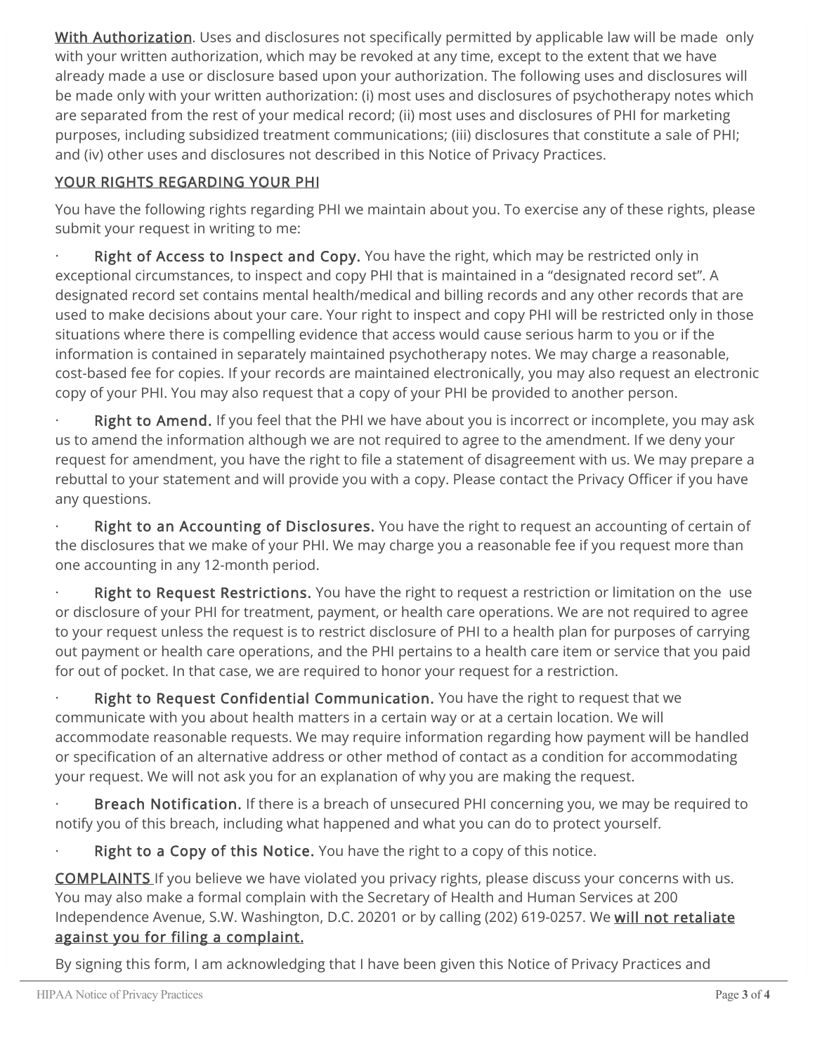__With Authorization__. Uses and disclosures not specifically permitted by applicable law will be made only with your written authorization, which may be revoked at any time, except to the extent that we have already made a use or disclosure based upon your authorization. The following uses and disclosures will be made only with your written authorization: (i) most uses and disclosures of psychotherapy notes which are separated from the rest of your medical record; (ii) most uses and disclosures of PHI for marketing purposes, including subsidized treatment communications; (iii) disclosures that constitute a sale of PHI; and (iv) other uses and disclosures not described in this Notice of Privacy Practices.

## YOUR RIGHTS REGARDING YOUR PHI

You have the following rights regarding PHI we maintain about you. To exercise any of these rights, please submit your request in writing to me:

- **Right of Access to Inspect and Copy.** You have the right, which may be restricted only in exceptional circumstances, to inspect and copy PHI that is maintained in a "designated record set". A designated record set contains mental health/medical and billing records and any other records that are used to make decisions about your care. Your right to inspect and copy PHI will be restricted only in those situations where there is compelling evidence that access would cause serious harm to you or if the information is contained in separately maintained psychotherapy notes. We may charge a reasonable, cost-based fee for copies. If your records are maintained electronically, you may also request an electronic copy of your PHI. You may also request that a copy of your PHI be provided to another person.

- **Right to Amend.** If you feel that the PHI we have about you is incorrect or incomplete, you may ask us to amend the information although we are not required to agree to the amendment. If we deny your request for amendment, you have the right to file a statement of disagreement with us. We may prepare a rebuttal to your statement and will provide you with a copy. Please contact the Privacy Officer if you have any questions.

- **Right to an Accounting of Disclosures.** You have the right to request an accounting of certain of the disclosures that we make of your PHI. We may charge you a reasonable fee if you request more than one accounting in any 12-month period.

- **Right to Request Restrictions.** You have the right to request a restriction or limitation on the use or disclosure of your PHI for treatment, payment, or health care operations. We are not required to agree to your request unless the request is to restrict disclosure of PHI to a health plan for purposes of carrying out payment or health care operations, and the PHI pertains to a health care item or service that you paid for out of pocket. In that case, we are required to honor your request for a restriction.

- **Right to Request Confidential Communication.** You have the right to request that we communicate with you about health matters in a certain way or at a certain location. We will accommodate reasonable requests. We may require information regarding how payment will be handled or specification of an alternative address or other method of contact as a condition for accommodating your request. We will not ask you for an explanation of why you are making the request.

- **Breach Notification.** If there is a breach of unsecured PHI concerning you, we may be required to notify you of this breach, including what happened and what you can do to protect yourself.

- **Right to a Copy of this Notice.** You have the right to a copy of this notice.

__COMPLAINTS__ If you believe we have violated you privacy rights, please discuss your concerns with us. You may also make a formal complain with the Secretary of Health and Human Services at 200 Independence Avenue, S.W. Washington, D.C. 20201 or by calling (202) 619-0257. We __will not retaliate against you for filing a complaint.__

By signing this form, I am acknowledging that I have been given this Notice of Privacy Practices and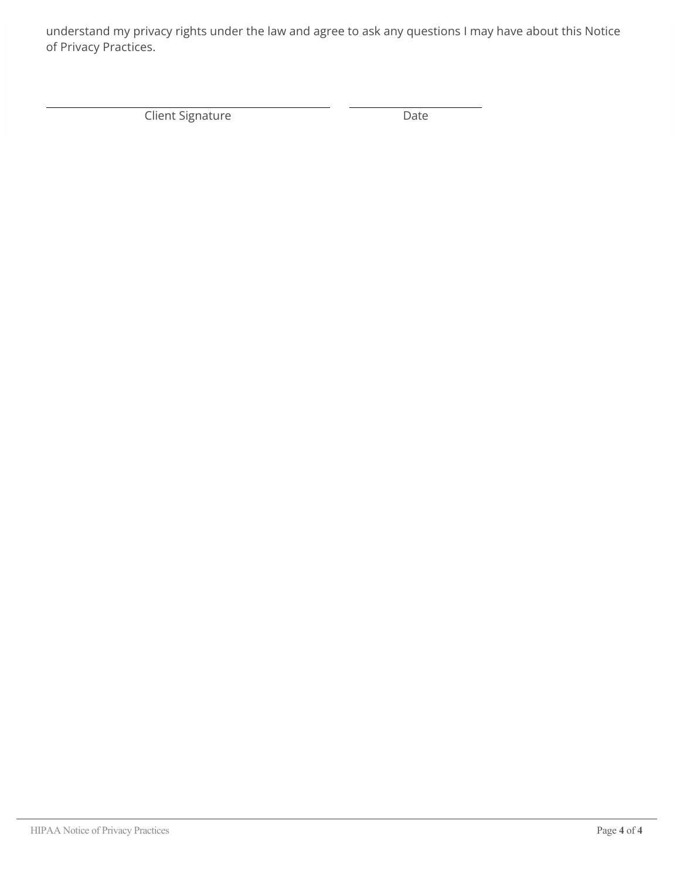understand my privacy rights under the law and agree to ask any questions I may have about this Notice of Privacy Practices.

______________________________________ ____________________

Client Signature Date